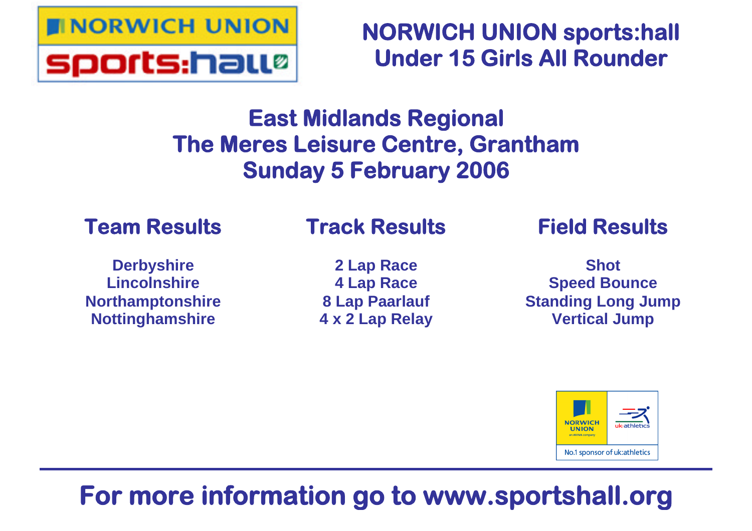# NORWICH UNION sports:hall Under 15 Girls All Rounder

## East Midlands Regional
## The Meres Leisure Centre, Grantham
## Sunday 5 February 2006

### Team Results

**Derbyshire**
**Lincolnshire**
**Northamptonshire**
**Nottinghamshire**

### Track Results

**2 Lap Race**
**4 Lap Race**
**8 Lap Paarlauf**
**4 x 2 Lap Relay**

### Field Results

**Shot**
**Speed Bounce**
**Standing Long Jump**
**Vertical Jump**

No.1 sponsor of uk:athletics

## For more information go to www.sportshall.org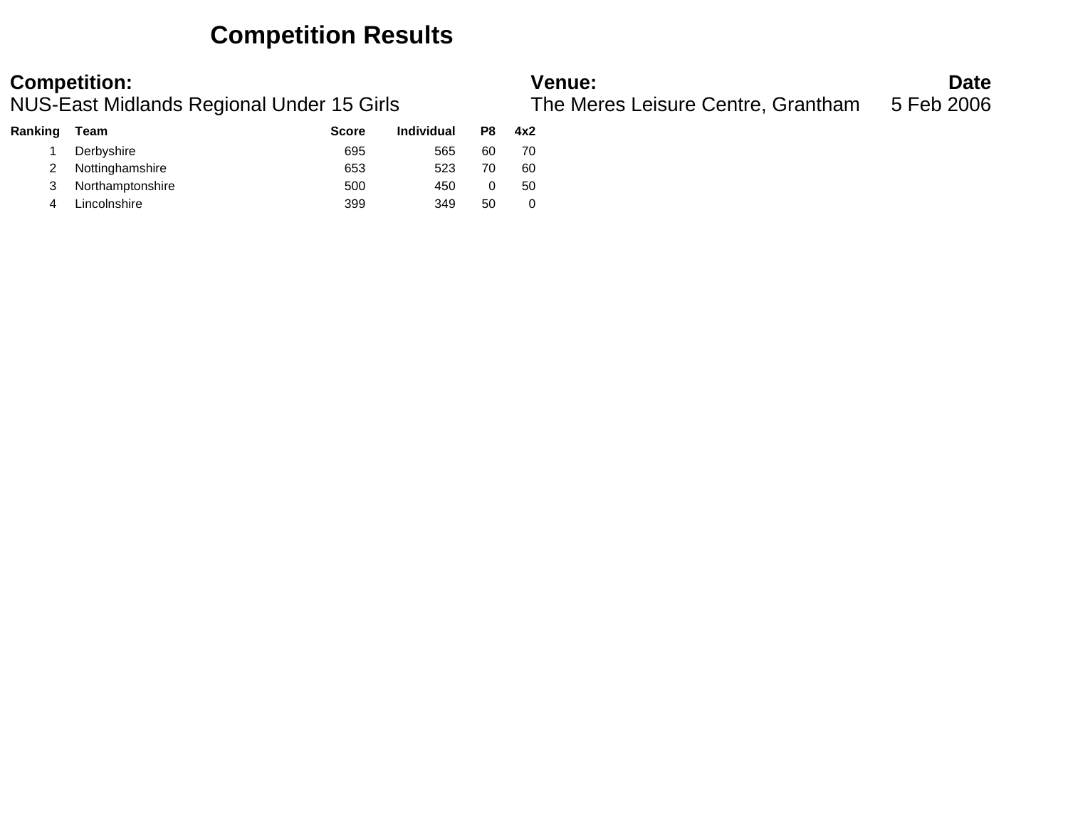# Competition Results

**Competition:**
NUS-East Midlands Regional Under 15 Girls

**Venue:**
The Meres Leisure Centre, Grantham

**Date**
5 Feb 2006

| Ranking | Team | Score | Individual | P8 | 4x2 |
|---|---|---|---|---|---|
| 1 | Derbyshire | 695 | 565 | 60 | 70 |
| 2 | Nottinghamshire | 653 | 523 | 70 | 60 |
| 3 | Northamptonshire | 500 | 450 | 0 | 50 |
| 4 | Lincolnshire | 399 | 349 | 50 | 0 |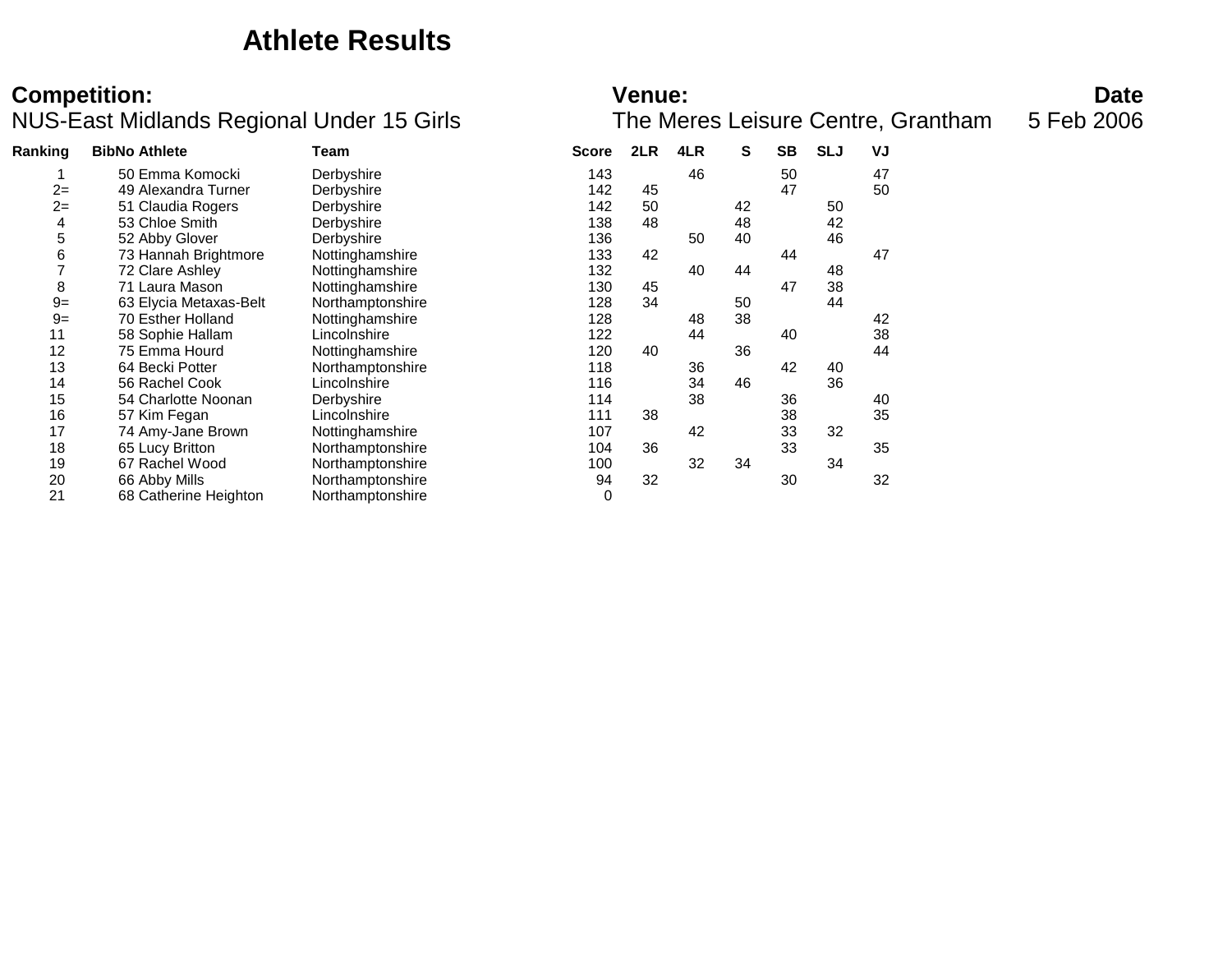# Athlete Results

**Competition:**
NUS-East Midlands Regional Under 15 Girls

**Venue:**
The Meres Leisure Centre, Grantham

**Date**
5 Feb 2006

| Ranking | BibNo | Athlete | Team | Score | 2LR | 4LR | S | SB | SLJ | VJ |
|---|---|---|---|---|---|---|---|---|---|---|
| 1 | 50 | Emma Komocki | Derbyshire | 143 | | 46 | | 50 | | 47 |
| 2= | 49 | Alexandra Turner | Derbyshire | 142 | 45 | | | 47 | | 50 |
| 2= | 51 | Claudia Rogers | Derbyshire | 142 | 50 | | 42 | | 50 | |
| 4 | 53 | Chloe Smith | Derbyshire | 138 | 48 | | 48 | | 42 | |
| 5 | 52 | Abby Glover | Derbyshire | 136 | | 50 | 40 | | 46 | |
| 6 | 73 | Hannah Brightmore | Nottinghamshire | 133 | 42 | | | 44 | | 47 |
| 7 | 72 | Clare Ashley | Nottinghamshire | 132 | | 40 | 44 | | 48 | |
| 8 | 71 | Laura Mason | Nottinghamshire | 130 | 45 | | | 47 | 38 | |
| 9= | 63 | Elycia Metaxas-Belt | Northamptonshire | 128 | 34 | | 50 | | 44 | |
| 9= | 70 | Esther Holland | Nottinghamshire | 128 | | 48 | 38 | | | 42 |
| 11 | 58 | Sophie Hallam | Lincolnshire | 122 | | 44 | | 40 | | 38 |
| 12 | 75 | Emma Hourd | Nottinghamshire | 120 | 40 | | 36 | | | 44 |
| 13 | 64 | Becki Potter | Northamptonshire | 118 | | 36 | | 42 | 40 | |
| 14 | 56 | Rachel Cook | Lincolnshire | 116 | | 34 | 46 | | 36 | |
| 15 | 54 | Charlotte Noonan | Derbyshire | 114 | | 38 | | 36 | | 40 |
| 16 | 57 | Kim Fegan | Lincolnshire | 111 | 38 | | | 38 | | 35 |
| 17 | 74 | Amy-Jane Brown | Nottinghamshire | 107 | | 42 | | 33 | 32 | |
| 18 | 65 | Lucy Britton | Northamptonshire | 104 | 36 | | | 33 | | 35 |
| 19 | 67 | Rachel Wood | Northamptonshire | 100 | | 32 | 34 | | 34 | |
| 20 | 66 | Abby Mills | Northamptonshire | 94 | 32 | | | 30 | | 32 |
| 21 | 68 | Catherine Heighton | Northamptonshire | 0 | | | | | | |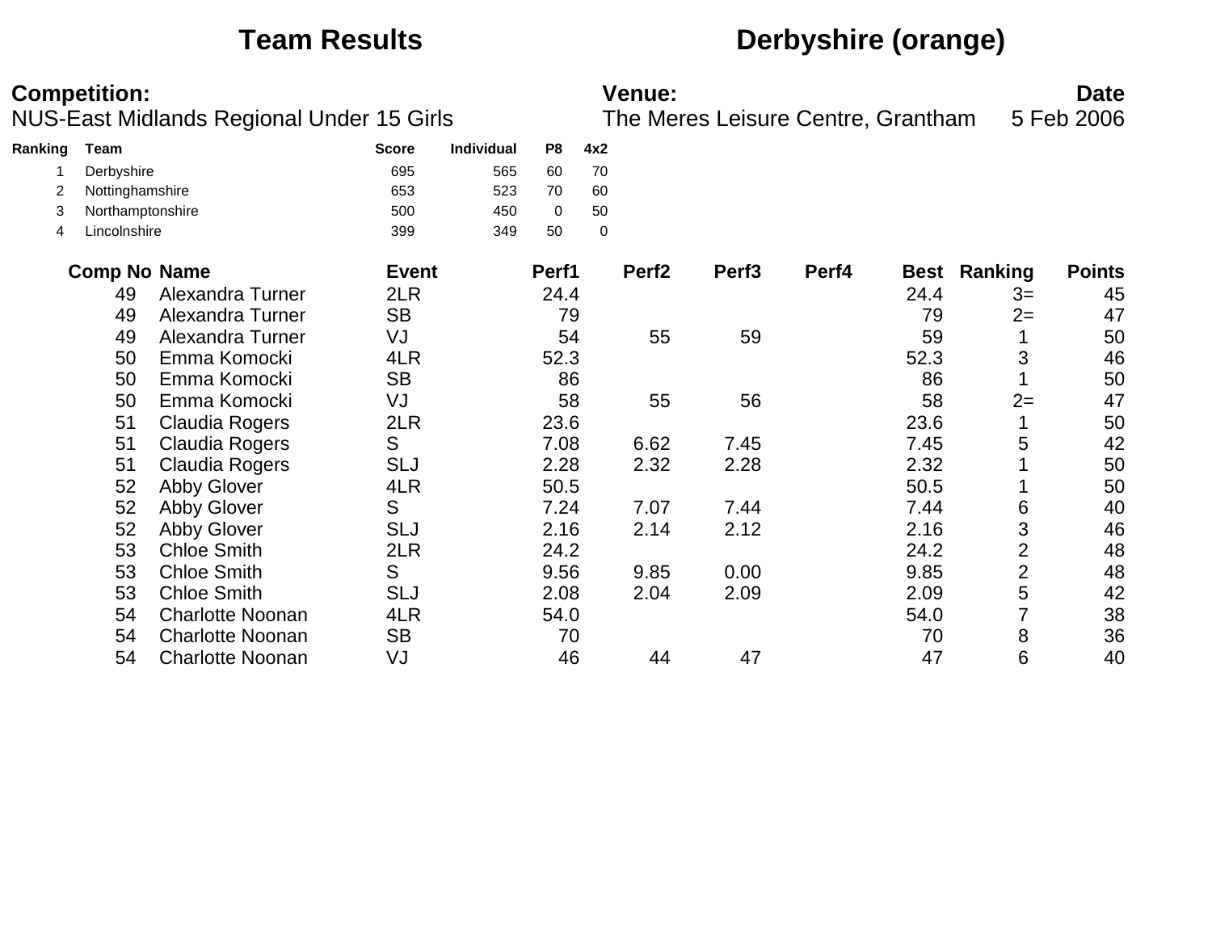# Team Results

## Derbyshire (orange)

**Competition:**
NUS-East Midlands Regional Under 15 Girls

**Venue:**
The Meres Leisure Centre, Grantham

**Date**
5 Feb 2006

| Ranking | Team | Score | Individual | P8 | 4x2 |
|---|---|---|---|---|---|
| 1 | Derbyshire | 695 | 565 | 60 | 70 |
| 2 | Nottinghamshire | 653 | 523 | 70 | 60 |
| 3 | Northamptonshire | 500 | 450 | 0 | 50 |
| 4 | Lincolnshire | 399 | 349 | 50 | 0 |

| Comp No | Name | Event | Perf1 | Perf2 | Perf3 | Perf4 | Best | Ranking | Points |
|---|---|---|---|---|---|---|---|---|---|
| 49 | Alexandra Turner | 2LR | 24.4 | | | | 24.4 | 3= | 45 |
| 49 | Alexandra Turner | SB | 79 | | | | 79 | 2= | 47 |
| 49 | Alexandra Turner | VJ | 54 | 55 | 59 | | 59 | 1 | 50 |
| 50 | Emma Komocki | 4LR | 52.3 | | | | 52.3 | 3 | 46 |
| 50 | Emma Komocki | SB | 86 | | | | 86 | 1 | 50 |
| 50 | Emma Komocki | VJ | 58 | 55 | 56 | | 58 | 2= | 47 |
| 51 | Claudia Rogers | 2LR | 23.6 | | | | 23.6 | 1 | 50 |
| 51 | Claudia Rogers | S | 7.08 | 6.62 | 7.45 | | 7.45 | 5 | 42 |
| 51 | Claudia Rogers | SLJ | 2.28 | 2.32 | 2.28 | | 2.32 | 1 | 50 |
| 52 | Abby Glover | 4LR | 50.5 | | | | 50.5 | 1 | 50 |
| 52 | Abby Glover | S | 7.24 | 7.07 | 7.44 | | 7.44 | 6 | 40 |
| 52 | Abby Glover | SLJ | 2.16 | 2.14 | 2.12 | | 2.16 | 3 | 46 |
| 53 | Chloe Smith | 2LR | 24.2 | | | | 24.2 | 2 | 48 |
| 53 | Chloe Smith | S | 9.56 | 9.85 | 0.00 | | 9.85 | 2 | 48 |
| 53 | Chloe Smith | SLJ | 2.08 | 2.04 | 2.09 | | 2.09 | 5 | 42 |
| 54 | Charlotte Noonan | 4LR | 54.0 | | | | 54.0 | 7 | 38 |
| 54 | Charlotte Noonan | SB | 70 | | | | 70 | 8 | 36 |
| 54 | Charlotte Noonan | VJ | 46 | 44 | 47 | | 47 | 6 | 40 |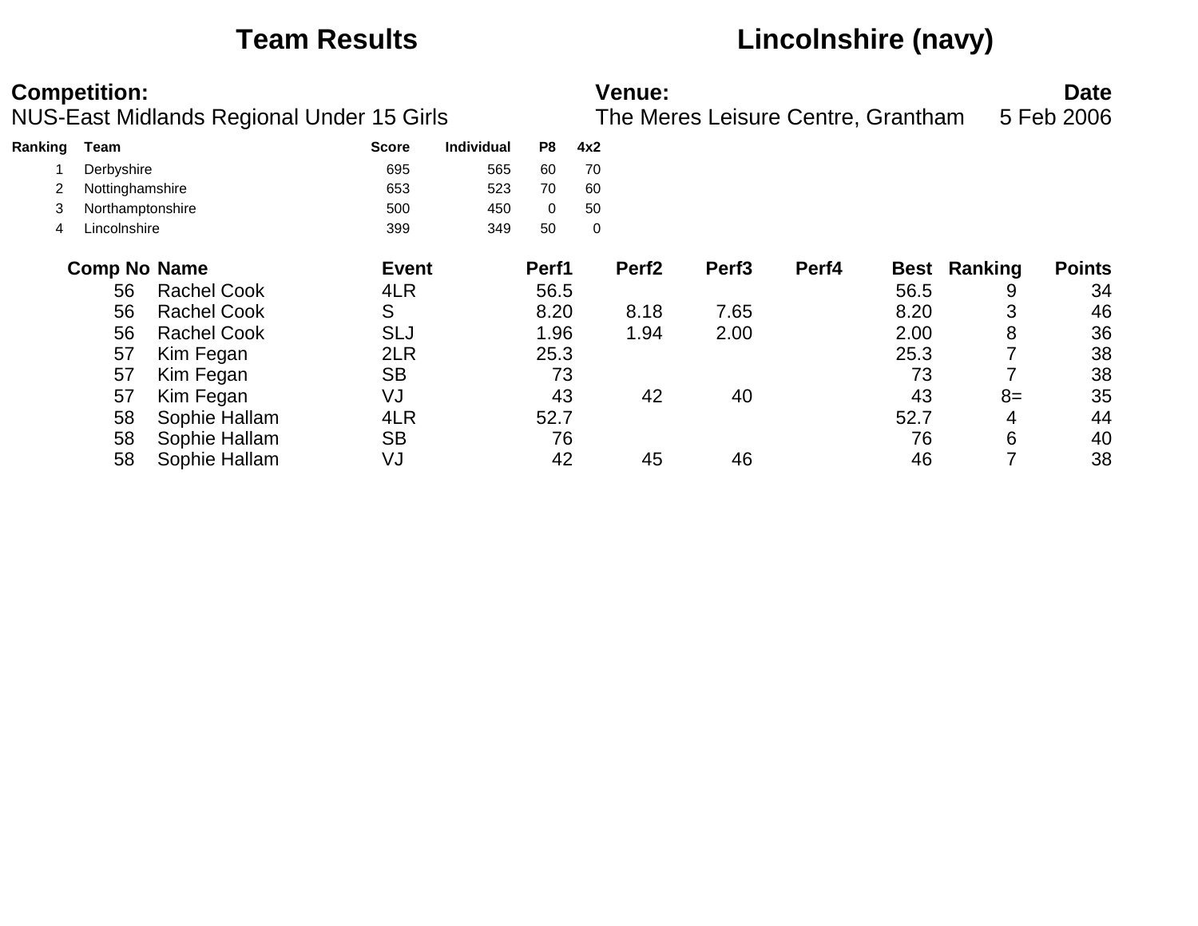# Team Results — Lincolnshire (navy)

**Competition:** NUS-East Midlands Regional Under 15 Girls

**Venue:** The Meres Leisure Centre, Grantham

**Date:** 5 Feb 2006

| Ranking | Team | Score | Individual | P8 | 4x2 |
|---|---|---|---|---|---|
| 1 | Derbyshire | 695 | 565 | 60 | 70 |
| 2 | Nottinghamshire | 653 | 523 | 70 | 60 |
| 3 | Northamptonshire | 500 | 450 | 0 | 50 |
| 4 | Lincolnshire | 399 | 349 | 50 | 0 |

| Comp No | Name | Event | Perf1 | Perf2 | Perf3 | Perf4 | Best | Ranking | Points |
|---|---|---|---|---|---|---|---|---|---|
| 56 | Rachel Cook | 4LR | 56.5 | | | | 56.5 | 9 | 34 |
| 56 | Rachel Cook | S | 8.20 | 8.18 | 7.65 | | 8.20 | 3 | 46 |
| 56 | Rachel Cook | SLJ | 1.96 | 1.94 | 2.00 | | 2.00 | 8 | 36 |
| 57 | Kim Fegan | 2LR | 25.3 | | | | 25.3 | 7 | 38 |
| 57 | Kim Fegan | SB | 73 | | | | 73 | 7 | 38 |
| 57 | Kim Fegan | VJ | 43 | 42 | 40 | | 43 | 8= | 35 |
| 58 | Sophie Hallam | 4LR | 52.7 | | | | 52.7 | 4 | 44 |
| 58 | Sophie Hallam | SB | 76 | | | | 76 | 6 | 40 |
| 58 | Sophie Hallam | VJ | 42 | 45 | 46 | | 46 | 7 | 38 |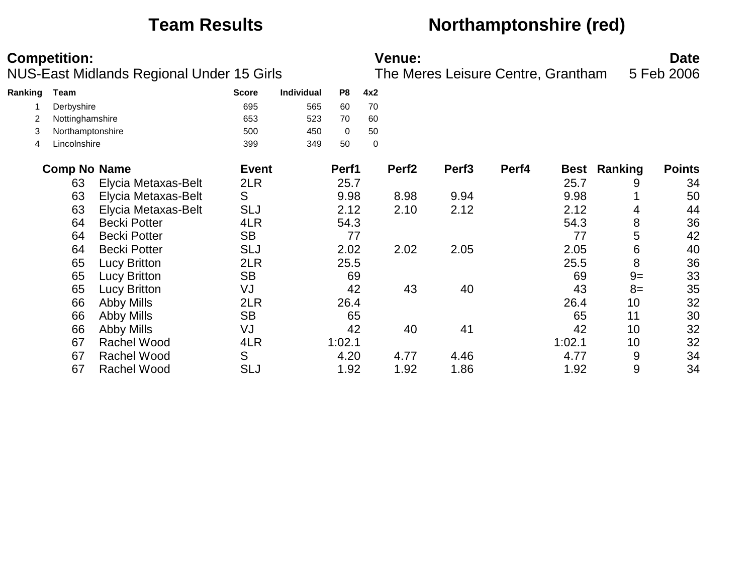# Team Results — Northamptonshire (red)

**Competition:**
NUS-East Midlands Regional Under 15 Girls

**Venue:**
The Meres Leisure Centre, Grantham

**Date**
5 Feb 2006

| Ranking | Team | Score | Individual | P8 | 4x2 |
|---|---|---|---|---|---|
| 1 | Derbyshire | 695 | 565 | 60 | 70 |
| 2 | Nottinghamshire | 653 | 523 | 70 | 60 |
| 3 | Northamptonshire | 500 | 450 | 0 | 50 |
| 4 | Lincolnshire | 399 | 349 | 50 | 0 |

| Comp No | Name | Event | Perf1 | Perf2 | Perf3 | Perf4 | Best | Ranking | Points |
|---|---|---|---|---|---|---|---|---|---|
| 63 | Elycia Metaxas-Belt | 2LR | 25.7 | | | | 25.7 | 9 | 34 |
| 63 | Elycia Metaxas-Belt | S | 9.98 | 8.98 | 9.94 | | 9.98 | 1 | 50 |
| 63 | Elycia Metaxas-Belt | SLJ | 2.12 | 2.10 | 2.12 | | 2.12 | 4 | 44 |
| 64 | Becki Potter | 4LR | 54.3 | | | | 54.3 | 8 | 36 |
| 64 | Becki Potter | SB | 77 | | | | 77 | 5 | 42 |
| 64 | Becki Potter | SLJ | 2.02 | 2.02 | 2.05 | | 2.05 | 6 | 40 |
| 65 | Lucy Britton | 2LR | 25.5 | | | | 25.5 | 8 | 36 |
| 65 | Lucy Britton | SB | 69 | | | | 69 | 9= | 33 |
| 65 | Lucy Britton | VJ | 42 | 43 | 40 | | 43 | 8= | 35 |
| 66 | Abby Mills | 2LR | 26.4 | | | | 26.4 | 10 | 32 |
| 66 | Abby Mills | SB | 65 | | | | 65 | 11 | 30 |
| 66 | Abby Mills | VJ | 42 | 40 | 41 | | 42 | 10 | 32 |
| 67 | Rachel Wood | 4LR | 1:02.1 | | | | 1:02.1 | 10 | 32 |
| 67 | Rachel Wood | S | 4.20 | 4.77 | 4.46 | | 4.77 | 9 | 34 |
| 67 | Rachel Wood | SLJ | 1.92 | 1.92 | 1.86 | | 1.92 | 9 | 34 |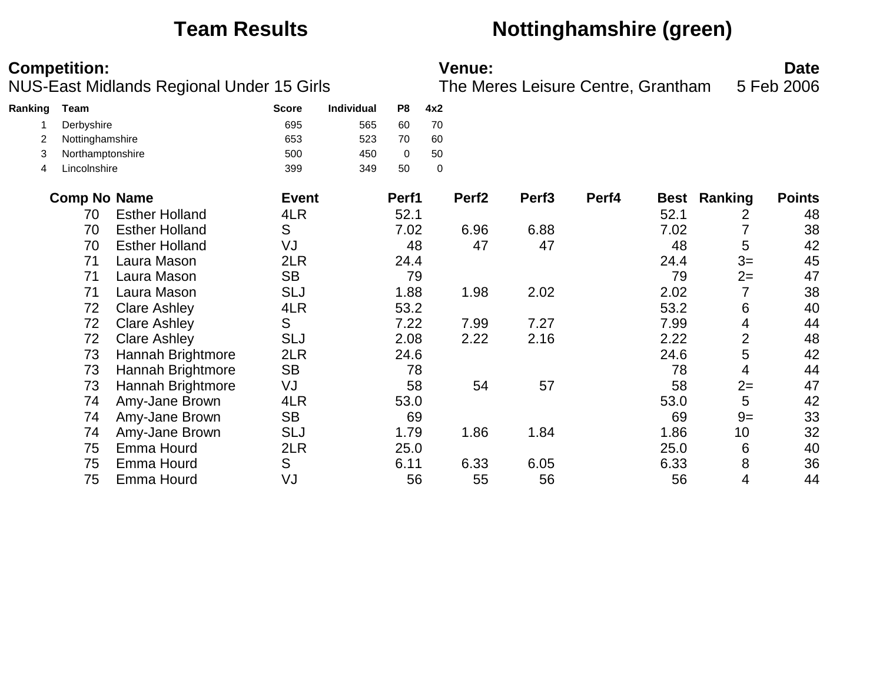# Team Results — Nottinghamshire (green)

**Competition:** NUS-East Midlands Regional Under 15 Girls

**Venue:** The Meres Leisure Centre, Grantham

**Date:** 5 Feb 2006

| Ranking | Team | Score | Individual | P8 | 4x2 |
|---|---|---|---|---|---|
| 1 | Derbyshire | 695 | 565 | 60 | 70 |
| 2 | Nottinghamshire | 653 | 523 | 70 | 60 |
| 3 | Northamptonshire | 500 | 450 | 0 | 50 |
| 4 | Lincolnshire | 399 | 349 | 50 | 0 |

| Comp No | Name | Event | Perf1 | Perf2 | Perf3 | Perf4 | Best | Ranking | Points |
|---|---|---|---|---|---|---|---|---|---|
| 70 | Esther Holland | 4LR | 52.1 | | | | 52.1 | 2 | 48 |
| 70 | Esther Holland | S | 7.02 | 6.96 | 6.88 | | 7.02 | 7 | 38 |
| 70 | Esther Holland | VJ | 48 | 47 | 47 | | 48 | 5 | 42 |
| 71 | Laura Mason | 2LR | 24.4 | | | | 24.4 | 3= | 45 |
| 71 | Laura Mason | SB | 79 | | | | 79 | 2= | 47 |
| 71 | Laura Mason | SLJ | 1.88 | 1.98 | 2.02 | | 2.02 | 7 | 38 |
| 72 | Clare Ashley | 4LR | 53.2 | | | | 53.2 | 6 | 40 |
| 72 | Clare Ashley | S | 7.22 | 7.99 | 7.27 | | 7.99 | 4 | 44 |
| 72 | Clare Ashley | SLJ | 2.08 | 2.22 | 2.16 | | 2.22 | 2 | 48 |
| 73 | Hannah Brightmore | 2LR | 24.6 | | | | 24.6 | 5 | 42 |
| 73 | Hannah Brightmore | SB | 78 | | | | 78 | 4 | 44 |
| 73 | Hannah Brightmore | VJ | 58 | 54 | 57 | | 58 | 2= | 47 |
| 74 | Amy-Jane Brown | 4LR | 53.0 | | | | 53.0 | 5 | 42 |
| 74 | Amy-Jane Brown | SB | 69 | | | | 69 | 9= | 33 |
| 74 | Amy-Jane Brown | SLJ | 1.79 | 1.86 | 1.84 | | 1.86 | 10 | 32 |
| 75 | Emma Hourd | 2LR | 25.0 | | | | 25.0 | 6 | 40 |
| 75 | Emma Hourd | S | 6.11 | 6.33 | 6.05 | | 6.33 | 8 | 36 |
| 75 | Emma Hourd | VJ | 56 | 55 | 56 | | 56 | 4 | 44 |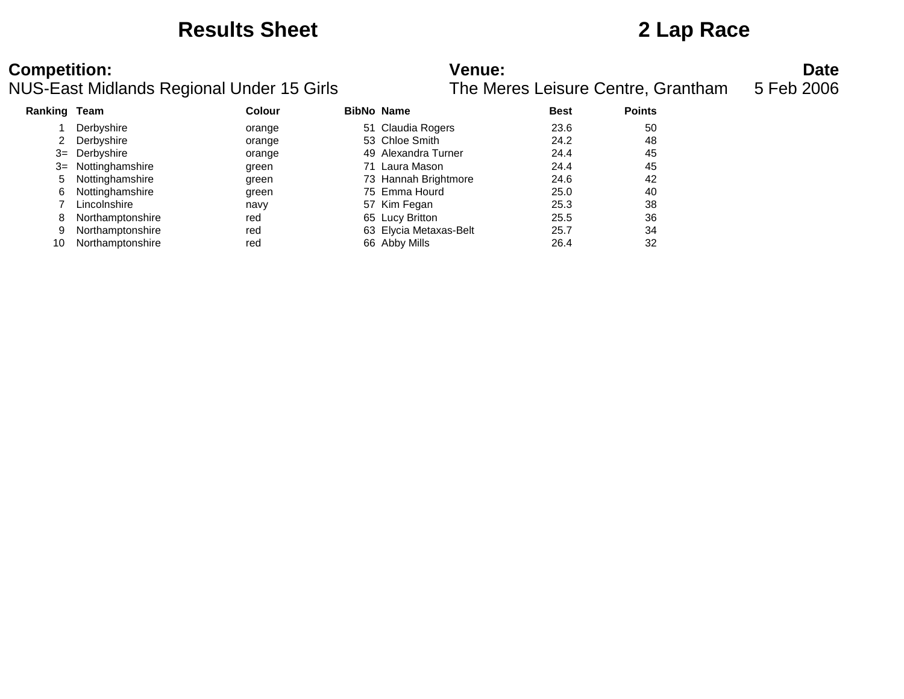# Results Sheet

# 2 Lap Race

**Competition:**
NUS-East Midlands Regional Under 15 Girls

**Venue:**
The Meres Leisure Centre, Grantham

**Date**
5 Feb 2006

| Ranking | Team | Colour | BibNo | Name | Best | Points |
|---|---|---|---|---|---|---|
| 1 | Derbyshire | orange | 51 | Claudia Rogers | 23.6 | 50 |
| 2 | Derbyshire | orange | 53 | Chloe Smith | 24.2 | 48 |
| 3= | Derbyshire | orange | 49 | Alexandra Turner | 24.4 | 45 |
| 3= | Nottinghamshire | green | 71 | Laura Mason | 24.4 | 45 |
| 5 | Nottinghamshire | green | 73 | Hannah Brightmore | 24.6 | 42 |
| 6 | Nottinghamshire | green | 75 | Emma Hourd | 25.0 | 40 |
| 7 | Lincolnshire | navy | 57 | Kim Fegan | 25.3 | 38 |
| 8 | Northamptonshire | red | 65 | Lucy Britton | 25.5 | 36 |
| 9 | Northamptonshire | red | 63 | Elycia Metaxas-Belt | 25.7 | 34 |
| 10 | Northamptonshire | red | 66 | Abby Mills | 26.4 | 32 |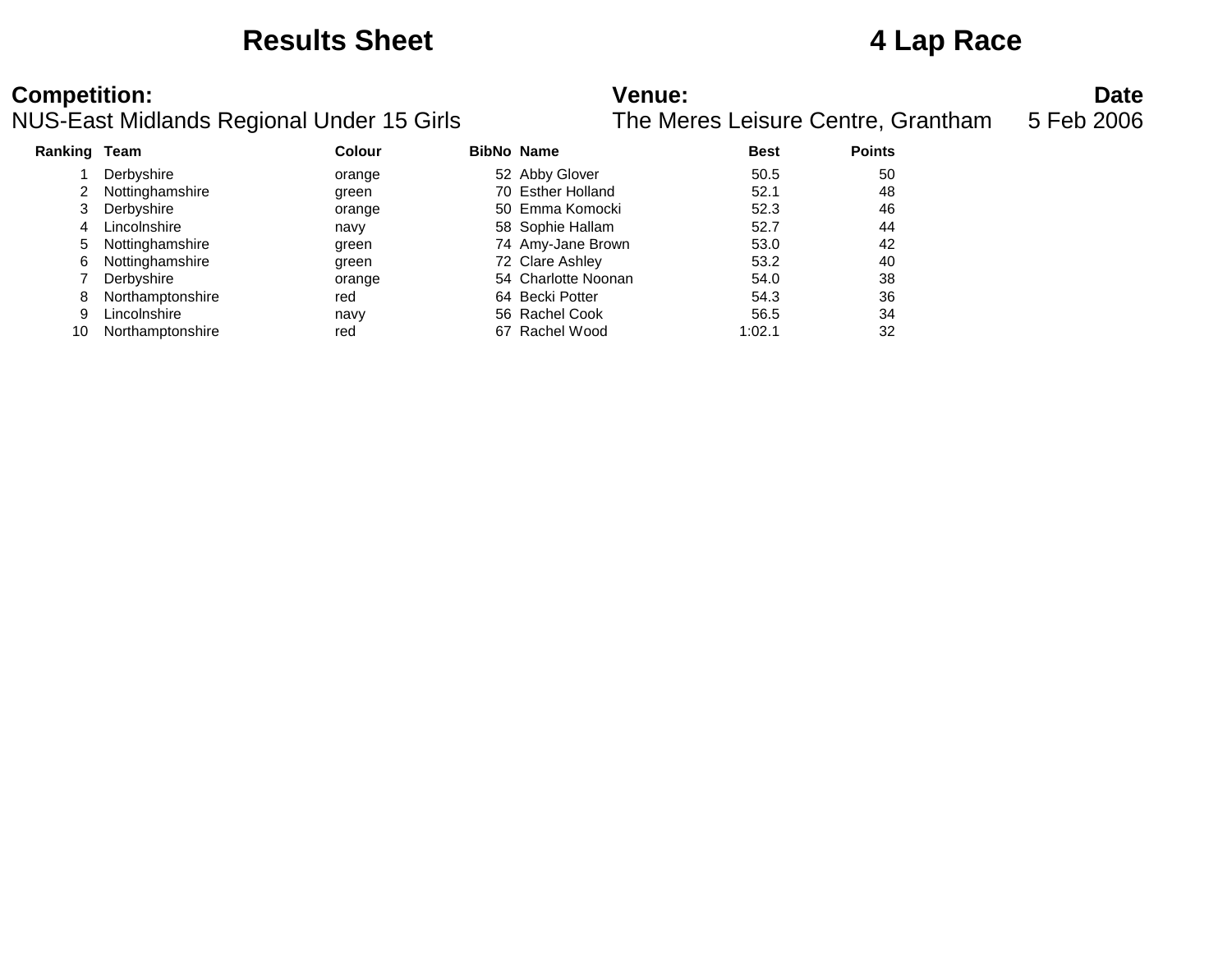# Results Sheet

# 4 Lap Race

**Competition:**
NUS-East Midlands Regional Under 15 Girls

**Venue:**
The Meres Leisure Centre, Grantham

**Date**
5 Feb 2006

| Ranking | Team | Colour | BibNo | Name | Best | Points |
|---|---|---|---|---|---|---|
| 1 | Derbyshire | orange | 52 | Abby Glover | 50.5 | 50 |
| 2 | Nottinghamshire | green | 70 | Esther Holland | 52.1 | 48 |
| 3 | Derbyshire | orange | 50 | Emma Komocki | 52.3 | 46 |
| 4 | Lincolnshire | navy | 58 | Sophie Hallam | 52.7 | 44 |
| 5 | Nottinghamshire | green | 74 | Amy-Jane Brown | 53.0 | 42 |
| 6 | Nottinghamshire | green | 72 | Clare Ashley | 53.2 | 40 |
| 7 | Derbyshire | orange | 54 | Charlotte Noonan | 54.0 | 38 |
| 8 | Northamptonshire | red | 64 | Becki Potter | 54.3 | 36 |
| 9 | Lincolnshire | navy | 56 | Rachel Cook | 56.5 | 34 |
| 10 | Northamptonshire | red | 67 | Rachel Wood | 1:02.1 | 32 |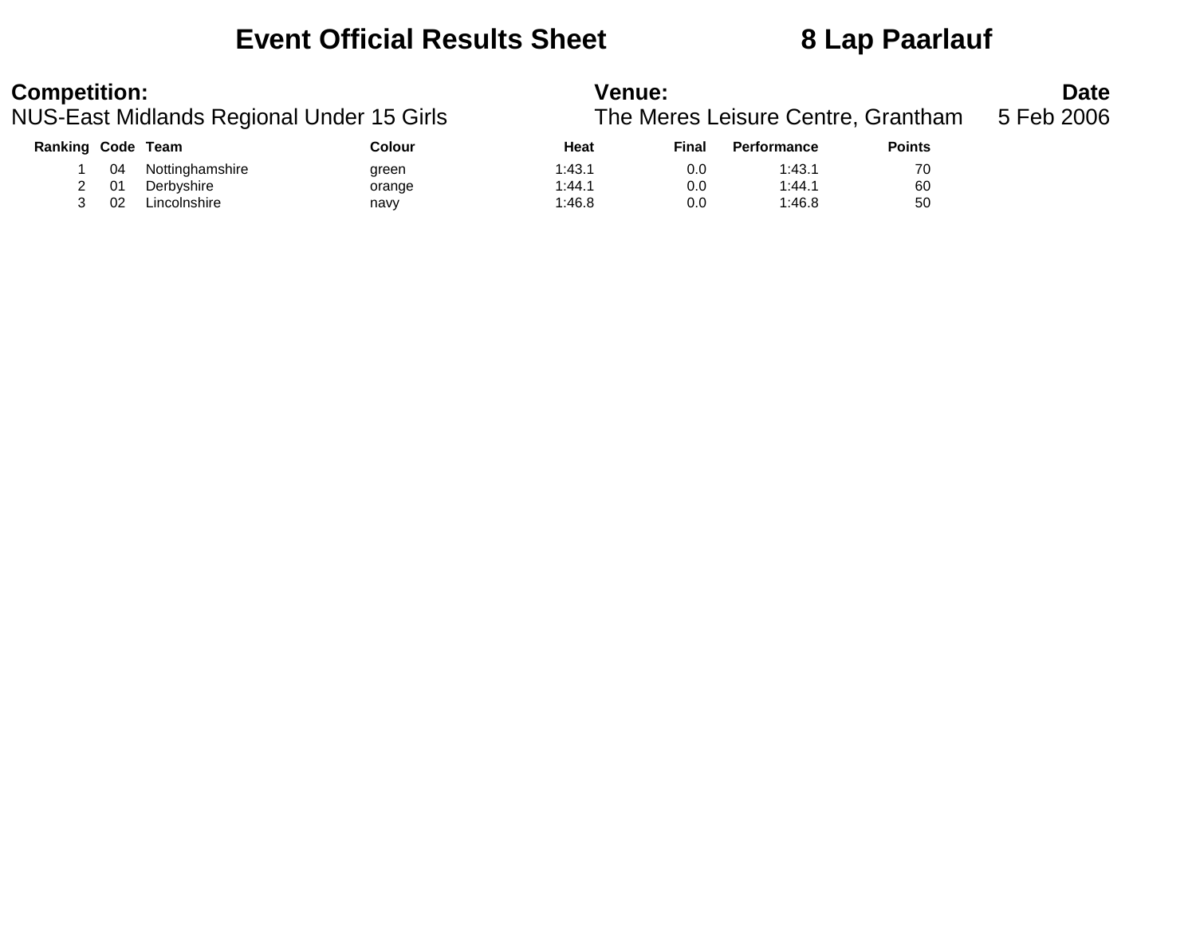# Event Official Results Sheet 8 Lap Paarlauf

**Competition:**
NUS-East Midlands Regional Under 15 Girls

**Venue:**
The Meres Leisure Centre, Grantham

**Date**
5 Feb 2006

| Ranking | Code | Team | Colour | Heat | Final | Performance | Points |
|---|---|---|---|---|---|---|---|
| 1 | 04 | Nottinghamshire | green | 1:43.1 | 0.0 | 1:43.1 | 70 |
| 2 | 01 | Derbyshire | orange | 1:44.1 | 0.0 | 1:44.1 | 60 |
| 3 | 02 | Lincolnshire | navy | 1:46.8 | 0.0 | 1:46.8 | 50 |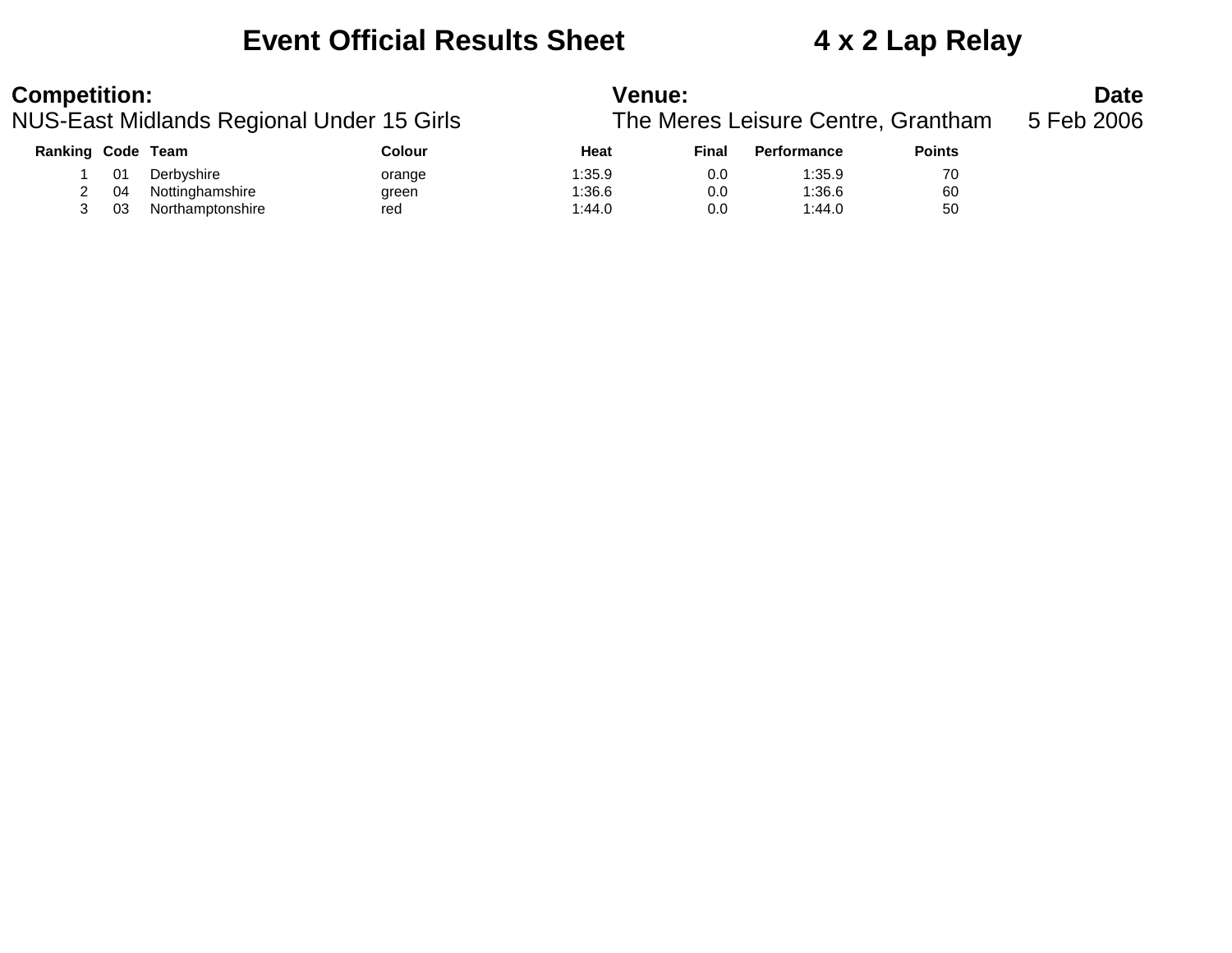# Event Official Results Sheet　　　4 x 2 Lap Relay

**Competition:**
NUS-East Midlands Regional Under 15 Girls

**Venue:**
The Meres Leisure Centre, Grantham

**Date**
5 Feb 2006

| Ranking | Code | Team | Colour | Heat | Final | Performance | Points |
|---|---|---|---|---|---|---|---|
| 1 | 01 | Derbyshire | orange | 1:35.9 | 0.0 | 1:35.9 | 70 |
| 2 | 04 | Nottinghamshire | green | 1:36.6 | 0.0 | 1:36.6 | 60 |
| 3 | 03 | Northamptonshire | red | 1:44.0 | 0.0 | 1:44.0 | 50 |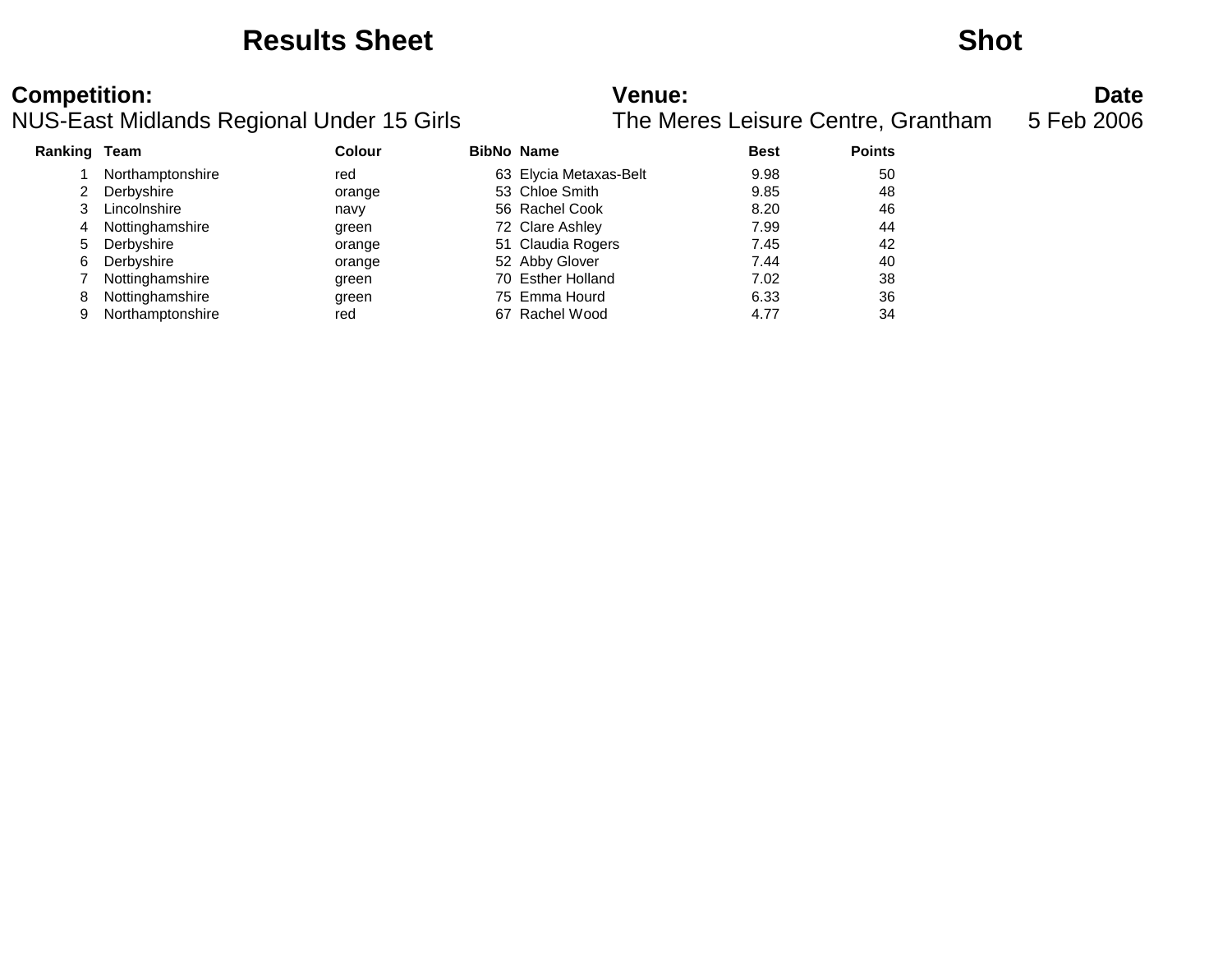# Results Sheet

## Shot

**Competition:**
NUS-East Midlands Regional Under 15 Girls

**Venue:**
The Meres Leisure Centre, Grantham

**Date**
5 Feb 2006

| Ranking | Team | Colour | BibNo | Name | Best | Points |
|---|---|---|---|---|---|---|
| 1 | Northamptonshire | red | 63 | Elycia Metaxas-Belt | 9.98 | 50 |
| 2 | Derbyshire | orange | 53 | Chloe Smith | 9.85 | 48 |
| 3 | Lincolnshire | navy | 56 | Rachel Cook | 8.20 | 46 |
| 4 | Nottinghamshire | green | 72 | Clare Ashley | 7.99 | 44 |
| 5 | Derbyshire | orange | 51 | Claudia Rogers | 7.45 | 42 |
| 6 | Derbyshire | orange | 52 | Abby Glover | 7.44 | 40 |
| 7 | Nottinghamshire | green | 70 | Esther Holland | 7.02 | 38 |
| 8 | Nottinghamshire | green | 75 | Emma Hourd | 6.33 | 36 |
| 9 | Northamptonshire | red | 67 | Rachel Wood | 4.77 | 34 |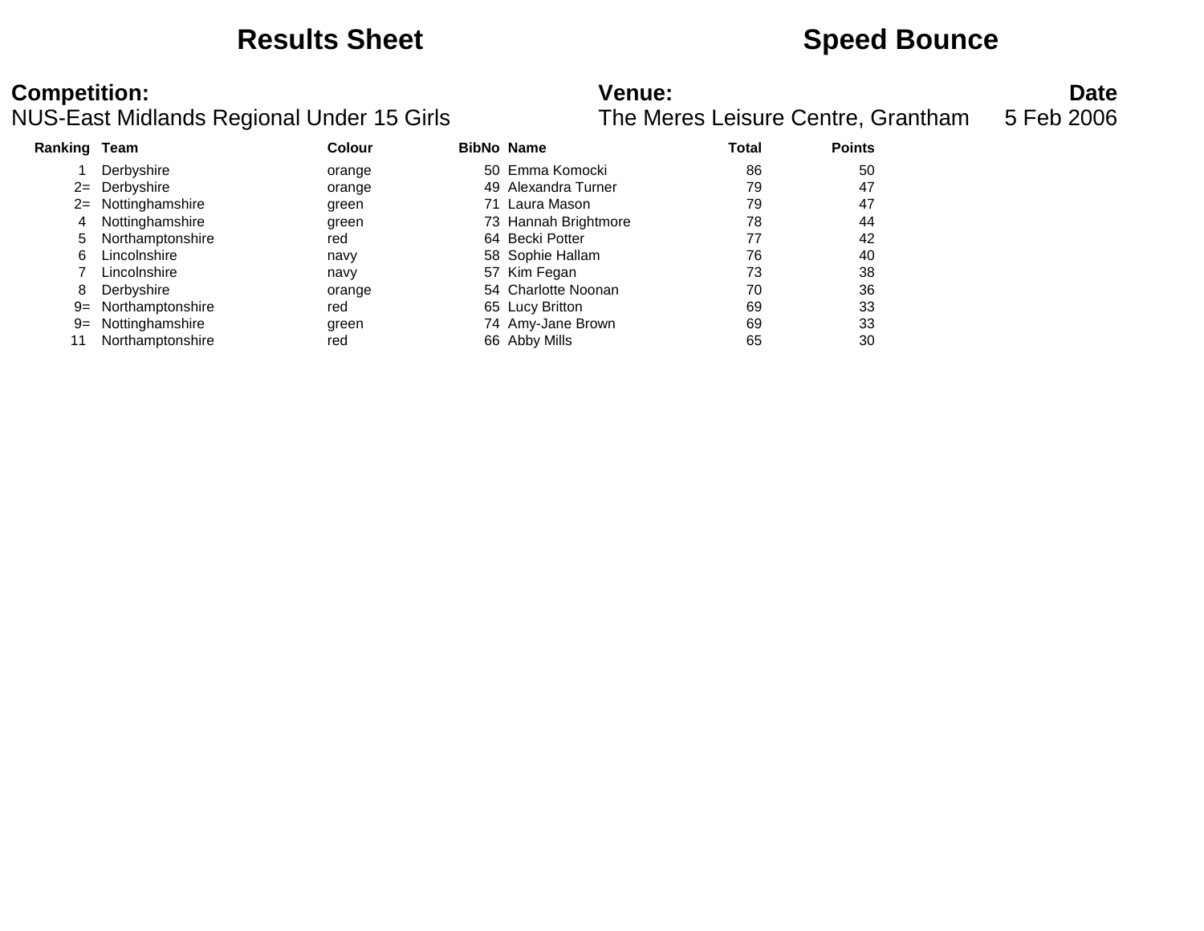# Results Sheet

# Speed Bounce

**Competition:**
NUS-East Midlands Regional Under 15 Girls

**Venue:**
The Meres Leisure Centre, Grantham

**Date**
5 Feb 2006

| Ranking | Team | Colour | BibNo | Name | Total | Points |
|---|---|---|---|---|---|---|
| 1 | Derbyshire | orange | 50 | Emma Komocki | 86 | 50 |
| 2= | Derbyshire | orange | 49 | Alexandra Turner | 79 | 47 |
| 2= | Nottinghamshire | green | 71 | Laura Mason | 79 | 47 |
| 4 | Nottinghamshire | green | 73 | Hannah Brightmore | 78 | 44 |
| 5 | Northamptonshire | red | 64 | Becki Potter | 77 | 42 |
| 6 | Lincolnshire | navy | 58 | Sophie Hallam | 76 | 40 |
| 7 | Lincolnshire | navy | 57 | Kim Fegan | 73 | 38 |
| 8 | Derbyshire | orange | 54 | Charlotte Noonan | 70 | 36 |
| 9= | Northamptonshire | red | 65 | Lucy Britton | 69 | 33 |
| 9= | Nottinghamshire | green | 74 | Amy-Jane Brown | 69 | 33 |
| 11 | Northamptonshire | red | 66 | Abby Mills | 65 | 30 |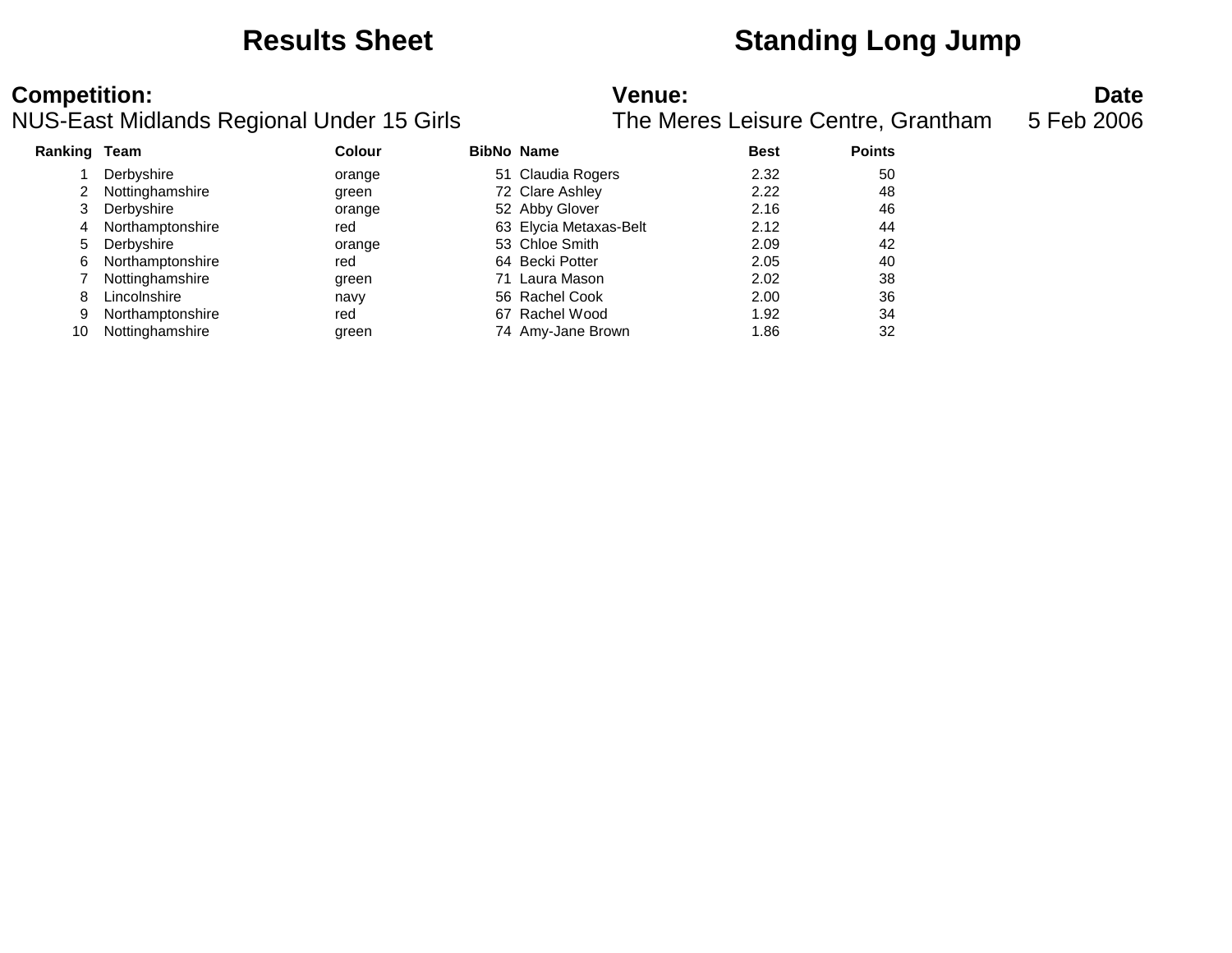# Results Sheet

# Standing Long Jump

**Competition:**
NUS-East Midlands Regional Under 15 Girls

**Venue:**
The Meres Leisure Centre, Grantham

**Date**
5 Feb 2006

| Ranking | Team | Colour | BibNo | Name | Best | Points |
|---|---|---|---|---|---|---|
| 1 | Derbyshire | orange | 51 | Claudia Rogers | 2.32 | 50 |
| 2 | Nottinghamshire | green | 72 | Clare Ashley | 2.22 | 48 |
| 3 | Derbyshire | orange | 52 | Abby Glover | 2.16 | 46 |
| 4 | Northamptonshire | red | 63 | Elycia Metaxas-Belt | 2.12 | 44 |
| 5 | Derbyshire | orange | 53 | Chloe Smith | 2.09 | 42 |
| 6 | Northamptonshire | red | 64 | Becki Potter | 2.05 | 40 |
| 7 | Nottinghamshire | green | 71 | Laura Mason | 2.02 | 38 |
| 8 | Lincolnshire | navy | 56 | Rachel Cook | 2.00 | 36 |
| 9 | Northamptonshire | red | 67 | Rachel Wood | 1.92 | 34 |
| 10 | Nottinghamshire | green | 74 | Amy-Jane Brown | 1.86 | 32 |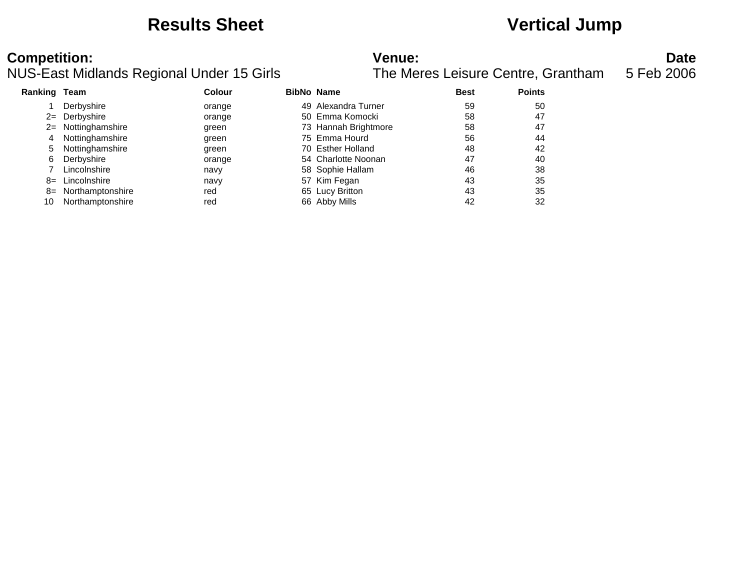# Results Sheet

# Vertical Jump

**Competition:**
NUS-East Midlands Regional Under 15 Girls

**Venue:**
The Meres Leisure Centre, Grantham

**Date**
5 Feb 2006

| Ranking | Team | Colour | BibNo | Name | Best | Points |
|---|---|---|---|---|---|---|
| 1 | Derbyshire | orange | 49 | Alexandra Turner | 59 | 50 |
| 2= | Derbyshire | orange | 50 | Emma Komocki | 58 | 47 |
| 2= | Nottinghamshire | green | 73 | Hannah Brightmore | 58 | 47 |
| 4 | Nottinghamshire | green | 75 | Emma Hourd | 56 | 44 |
| 5 | Nottinghamshire | green | 70 | Esther Holland | 48 | 42 |
| 6 | Derbyshire | orange | 54 | Charlotte Noonan | 47 | 40 |
| 7 | Lincolnshire | navy | 58 | Sophie Hallam | 46 | 38 |
| 8= | Lincolnshire | navy | 57 | Kim Fegan | 43 | 35 |
| 8= | Northamptonshire | red | 65 | Lucy Britton | 43 | 35 |
| 10 | Northamptonshire | red | 66 | Abby Mills | 42 | 32 |